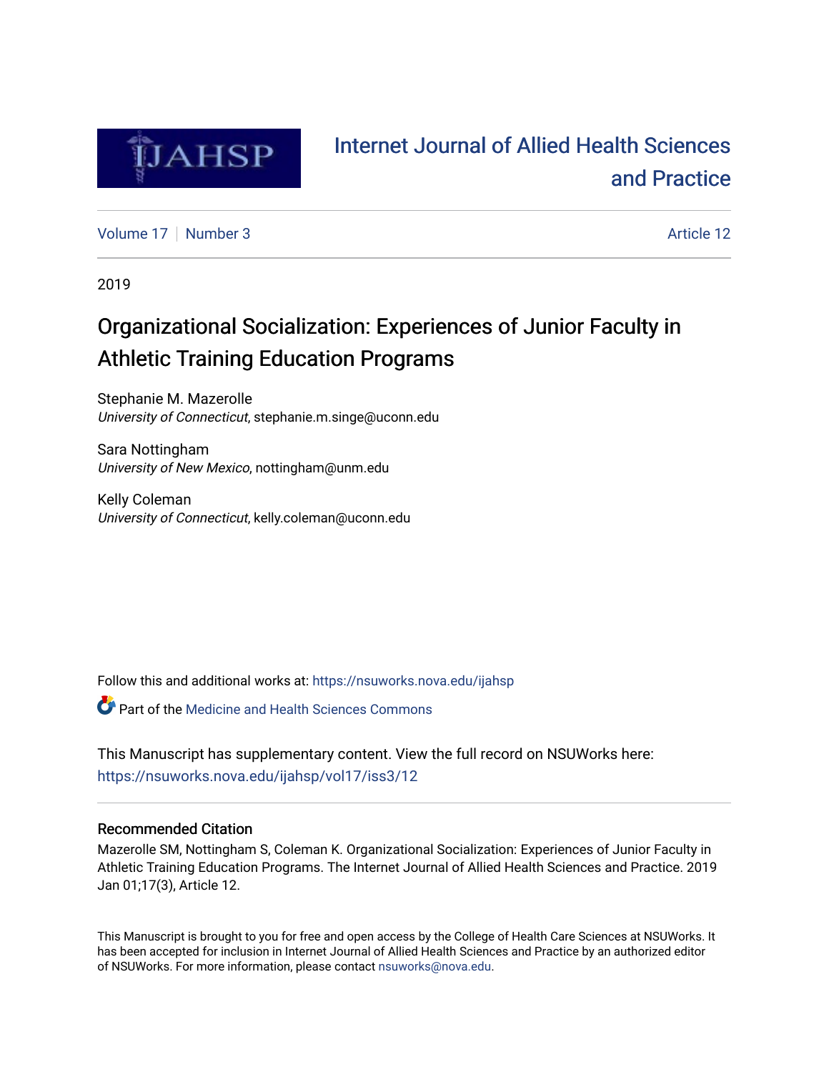Internet Journal of Allied Health Sciences and Practice

Volume 17 | Number 3 | Article 12

2019

# Organizational Socialization: Experiences of Junior Faculty in Athletic Training Education Programs

Stephanie M. Mazerolle
*University of Connecticut*, stephanie.m.singe@uconn.edu

Sara Nottingham
*University of New Mexico*, nottingham@unm.edu

Kelly Coleman
*University of Connecticut*, kelly.coleman@uconn.edu

Follow this and additional works at: https://nsuworks.nova.edu/ijahsp

Part of the Medicine and Health Sciences Commons

This Manuscript has supplementary content. View the full record on NSUWorks here: https://nsuworks.nova.edu/ijahsp/vol17/iss3/12

## Recommended Citation

Mazerolle SM, Nottingham S, Coleman K. Organizational Socialization: Experiences of Junior Faculty in Athletic Training Education Programs. The Internet Journal of Allied Health Sciences and Practice. 2019 Jan 01;17(3), Article 12.

This Manuscript is brought to you for free and open access by the College of Health Care Sciences at NSUWorks. It has been accepted for inclusion in Internet Journal of Allied Health Sciences and Practice by an authorized editor of NSUWorks. For more information, please contact nsuworks@nova.edu.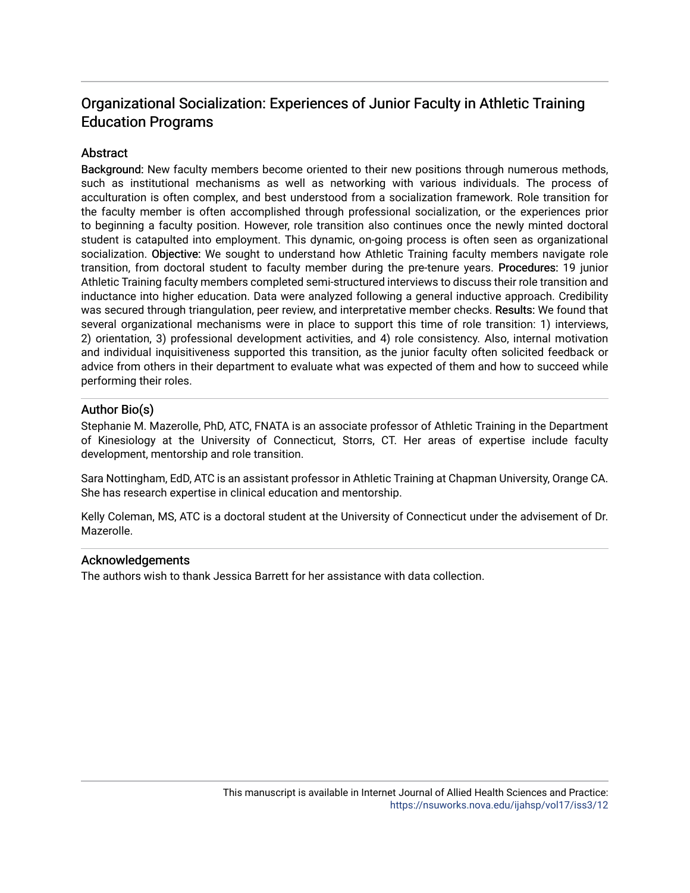# Organizational Socialization: Experiences of Junior Faculty in Athletic Training Education Programs

## Abstract

**Background:** New faculty members become oriented to their new positions through numerous methods, such as institutional mechanisms as well as networking with various individuals. The process of acculturation is often complex, and best understood from a socialization framework. Role transition for the faculty member is often accomplished through professional socialization, or the experiences prior to beginning a faculty position. However, role transition also continues once the newly minted doctoral student is catapulted into employment. This dynamic, on-going process is often seen as organizational socialization. **Objective:** We sought to understand how Athletic Training faculty members navigate role transition, from doctoral student to faculty member during the pre-tenure years. **Procedures:** 19 junior Athletic Training faculty members completed semi-structured interviews to discuss their role transition and inductance into higher education. Data were analyzed following a general inductive approach. Credibility was secured through triangulation, peer review, and interpretative member checks. **Results:** We found that several organizational mechanisms were in place to support this time of role transition: 1) interviews, 2) orientation, 3) professional development activities, and 4) role consistency. Also, internal motivation and individual inquisitiveness supported this transition, as the junior faculty often solicited feedback or advice from others in their department to evaluate what was expected of them and how to succeed while performing their roles.

## Author Bio(s)

Stephanie M. Mazerolle, PhD, ATC, FNATA is an associate professor of Athletic Training in the Department of Kinesiology at the University of Connecticut, Storrs, CT. Her areas of expertise include faculty development, mentorship and role transition.

Sara Nottingham, EdD, ATC is an assistant professor in Athletic Training at Chapman University, Orange CA. She has research expertise in clinical education and mentorship.

Kelly Coleman, MS, ATC is a doctoral student at the University of Connecticut under the advisement of Dr. Mazerolle.

## Acknowledgements

The authors wish to thank Jessica Barrett for her assistance with data collection.

This manuscript is available in Internet Journal of Allied Health Sciences and Practice: https://nsuworks.nova.edu/ijahsp/vol17/iss3/12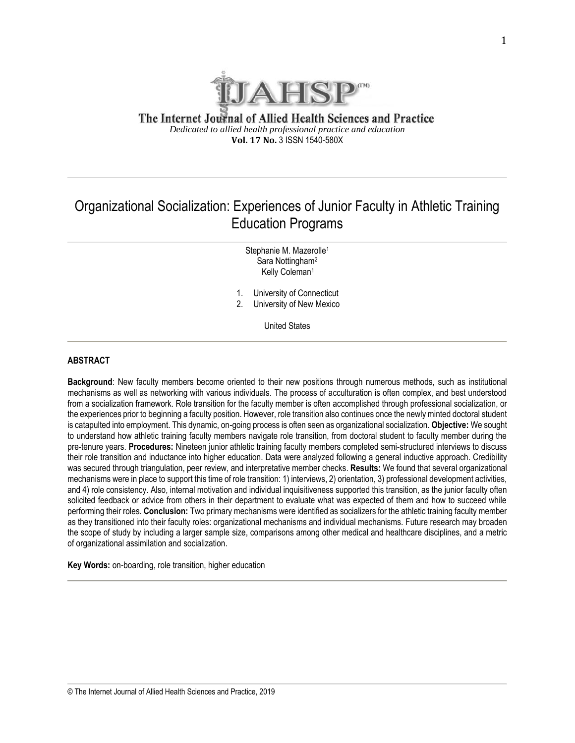The Internet Journal of Allied Health Sciences and Practice

*Dedicated to allied health professional practice and education*

**Vol. 17 No.** 3 ISSN 1540-580X

# Organizational Socialization: Experiences of Junior Faculty in Athletic Training Education Programs

Stephanie M. Mazerolle[1]
Sara Nottingham[2]
Kelly Coleman[1]

1. University of Connecticut
2. University of New Mexico

United States

## ABSTRACT

**Background**: New faculty members become oriented to their new positions through numerous methods, such as institutional mechanisms as well as networking with various individuals. The process of acculturation is often complex, and best understood from a socialization framework. Role transition for the faculty member is often accomplished through professional socialization, or the experiences prior to beginning a faculty position. However, role transition also continues once the newly minted doctoral student is catapulted into employment. This dynamic, on-going process is often seen as organizational socialization. **Objective:** We sought to understand how athletic training faculty members navigate role transition, from doctoral student to faculty member during the pre-tenure years. **Procedures:** Nineteen junior athletic training faculty members completed semi-structured interviews to discuss their role transition and inductance into higher education. Data were analyzed following a general inductive approach. Credibility was secured through triangulation, peer review, and interpretative member checks. **Results:** We found that several organizational mechanisms were in place to support this time of role transition: 1) interviews, 2) orientation, 3) professional development activities, and 4) role consistency. Also, internal motivation and individual inquisitiveness supported this transition, as the junior faculty often solicited feedback or advice from others in their department to evaluate what was expected of them and how to succeed while performing their roles. **Conclusion:** Two primary mechanisms were identified as socializers for the athletic training faculty member as they transitioned into their faculty roles: organizational mechanisms and individual mechanisms. Future research may broaden the scope of study by including a larger sample size, comparisons among other medical and healthcare disciplines, and a metric of organizational assimilation and socialization.

**Key Words:** on-boarding, role transition, higher education

© The Internet Journal of Allied Health Sciences and Practice, 2019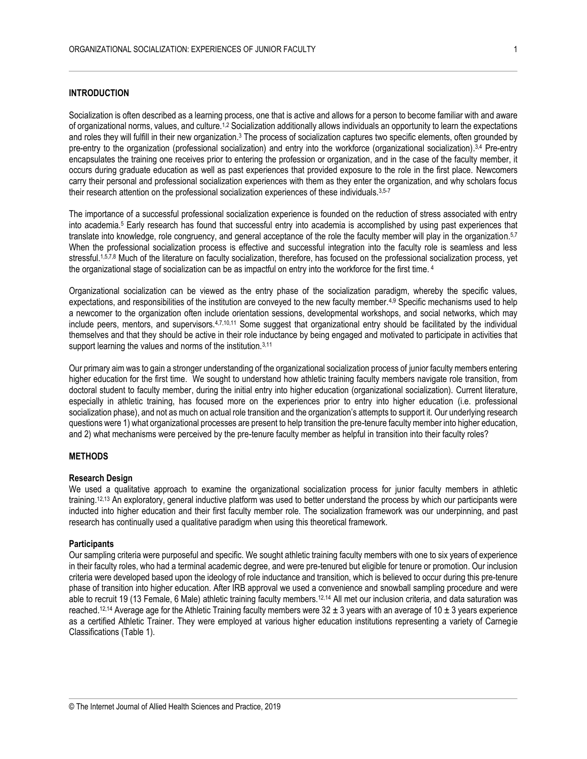## INTRODUCTION

Socialization is often described as a learning process, one that is active and allows for a person to become familiar with and aware of organizational norms, values, and culture.[1,2] Socialization additionally allows individuals an opportunity to learn the expectations and roles they will fulfill in their new organization.[3] The process of socialization captures two specific elements, often grounded by pre-entry to the organization (professional socialization) and entry into the workforce (organizational socialization).[3,4] Pre-entry encapsulates the training one receives prior to entering the profession or organization, and in the case of the faculty member, it occurs during graduate education as well as past experiences that provided exposure to the role in the first place. Newcomers carry their personal and professional socialization experiences with them as they enter the organization, and why scholars focus their research attention on the professional socialization experiences of these individuals.[3,5-7]

The importance of a successful professional socialization experience is founded on the reduction of stress associated with entry into academia.[5] Early research has found that successful entry into academia is accomplished by using past experiences that translate into knowledge, role congruency, and general acceptance of the role the faculty member will play in the organization.[5,7] When the professional socialization process is effective and successful integration into the faculty role is seamless and less stressful.[1,5,7,8] Much of the literature on faculty socialization, therefore, has focused on the professional socialization process, yet the organizational stage of socialization can be as impactful on entry into the workforce for the first time.[4]

Organizational socialization can be viewed as the entry phase of the socialization paradigm, whereby the specific values, expectations, and responsibilities of the institution are conveyed to the new faculty member.[4,9] Specific mechanisms used to help a newcomer to the organization often include orientation sessions, developmental workshops, and social networks, which may include peers, mentors, and supervisors.[4,7,10,11] Some suggest that organizational entry should be facilitated by the individual themselves and that they should be active in their role inductance by being engaged and motivated to participate in activities that support learning the values and norms of the institution.[3,11]

Our primary aim was to gain a stronger understanding of the organizational socialization process of junior faculty members entering higher education for the first time. We sought to understand how athletic training faculty members navigate role transition, from doctoral student to faculty member, during the initial entry into higher education (organizational socialization). Current literature, especially in athletic training, has focused more on the experiences prior to entry into higher education (i.e. professional socialization phase), and not as much on actual role transition and the organization's attempts to support it. Our underlying research questions were 1) what organizational processes are present to help transition the pre-tenure faculty member into higher education, and 2) what mechanisms were perceived by the pre-tenure faculty member as helpful in transition into their faculty roles?

## METHODS

### Research Design

We used a qualitative approach to examine the organizational socialization process for junior faculty members in athletic training.[12,13] An exploratory, general inductive platform was used to better understand the process by which our participants were inducted into higher education and their first faculty member role. The socialization framework was our underpinning, and past research has continually used a qualitative paradigm when using this theoretical framework.

### Participants

Our sampling criteria were purposeful and specific. We sought athletic training faculty members with one to six years of experience in their faculty roles, who had a terminal academic degree, and were pre-tenured but eligible for tenure or promotion. Our inclusion criteria were developed based upon the ideology of role inductance and transition, which is believed to occur during this pre-tenure phase of transition into higher education. After IRB approval we used a convenience and snowball sampling procedure and were able to recruit 19 (13 Female, 6 Male) athletic training faculty members.[12,14] All met our inclusion criteria, and data saturation was reached.[12,14] Average age for the Athletic Training faculty members were $32 \pm 3$ years with an average of $10 \pm 3$ years experience as a certified Athletic Trainer. They were employed at various higher education institutions representing a variety of Carnegie Classifications (Table 1).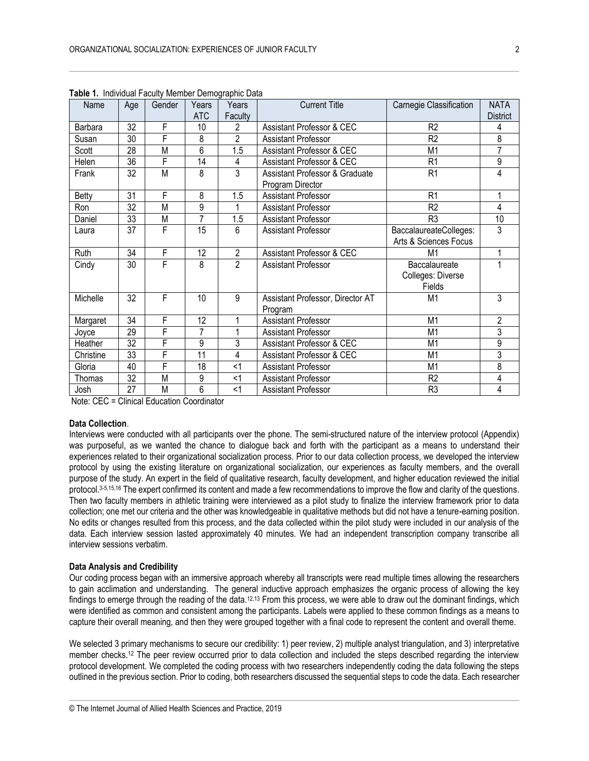**Table 1.** Individual Faculty Member Demographic Data

| Name | Age | Gender | Years ATC | Years Faculty | Current Title | Carnegie Classification | NATA District |
|---|---|---|---|---|---|---|---|
| Barbara | 32 | F | 10 | 2 | Assistant Professor & CEC | R2 | 4 |
| Susan | 30 | F | 8 | 2 | Assistant Professor | R2 | 8 |
| Scott | 28 | M | 6 | 1.5 | Assistant Professor & CEC | M1 | 7 |
| Helen | 36 | F | 14 | 4 | Assistant Professor & CEC | R1 | 9 |
| Frank | 32 | M | 8 | 3 | Assistant Professor & Graduate Program Director | R1 | 4 |
| Betty | 31 | F | 8 | 1.5 | Assistant Professor | R1 | 1 |
| Ron | 32 | M | 9 | 1 | Assistant Professor | R2 | 4 |
| Daniel | 33 | M | 7 | 1.5 | Assistant Professor | R3 | 10 |
| Laura | 37 | F | 15 | 6 | Assistant Professor | BaccalaureateColleges: Arts & Sciences Focus | 3 |
| Ruth | 34 | F | 12 | 2 | Assistant Professor & CEC | M1 | 1 |
| Cindy | 30 | F | 8 | 2 | Assistant Professor | Baccalaureate Colleges: Diverse Fields | 1 |
| Michelle | 32 | F | 10 | 9 | Assistant Professor, Director AT Program | M1 | 3 |
| Margaret | 34 | F | 12 | 1 | Assistant Professor | M1 | 2 |
| Joyce | 29 | F | 7 | 1 | Assistant Professor | M1 | 3 |
| Heather | 32 | F | 9 | 3 | Assistant Professor & CEC | M1 | 9 |
| Christine | 33 | F | 11 | 4 | Assistant Professor & CEC | M1 | 3 |
| Gloria | 40 | F | 18 | <1 | Assistant Professor | M1 | 8 |
| Thomas | 32 | M | 9 | <1 | Assistant Professor | R2 | 4 |
| Josh | 27 | M | 6 | <1 | Assistant Professor | R3 | 4 |

Note: CEC = Clinical Education Coordinator

**Data Collection**.

Interviews were conducted with all participants over the phone. The semi-structured nature of the interview protocol (Appendix) was purposeful, as we wanted the chance to dialogue back and forth with the participant as a means to understand their experiences related to their organizational socialization process. Prior to our data collection process, we developed the interview protocol by using the existing literature on organizational socialization, our experiences as faculty members, and the overall purpose of the study. An expert in the field of qualitative research, faculty development, and higher education reviewed the initial protocol.[3-5,15,16] The expert confirmed its content and made a few recommendations to improve the flow and clarity of the questions. Then two faculty members in athletic training were interviewed as a pilot study to finalize the interview framework prior to data collection; one met our criteria and the other was knowledgeable in qualitative methods but did not have a tenure-earning position. No edits or changes resulted from this process, and the data collected within the pilot study were included in our analysis of the data. Each interview session lasted approximately 40 minutes. We had an independent transcription company transcribe all interview sessions verbatim.

**Data Analysis and Credibility**

Our coding process began with an immersive approach whereby all transcripts were read multiple times allowing the researchers to gain acclimation and understanding. The general inductive approach emphasizes the organic process of allowing the key findings to emerge through the reading of the data.[12,13] From this process, we were able to draw out the dominant findings, which were identified as common and consistent among the participants. Labels were applied to these common findings as a means to capture their overall meaning, and then they were grouped together with a final code to represent the content and overall theme.

We selected 3 primary mechanisms to secure our credibility: 1) peer review, 2) multiple analyst triangulation, and 3) interpretative member checks.[12] The peer review occurred prior to data collection and included the steps described regarding the interview protocol development. We completed the coding process with two researchers independently coding the data following the steps outlined in the previous section. Prior to coding, both researchers discussed the sequential steps to code the data. Each researcher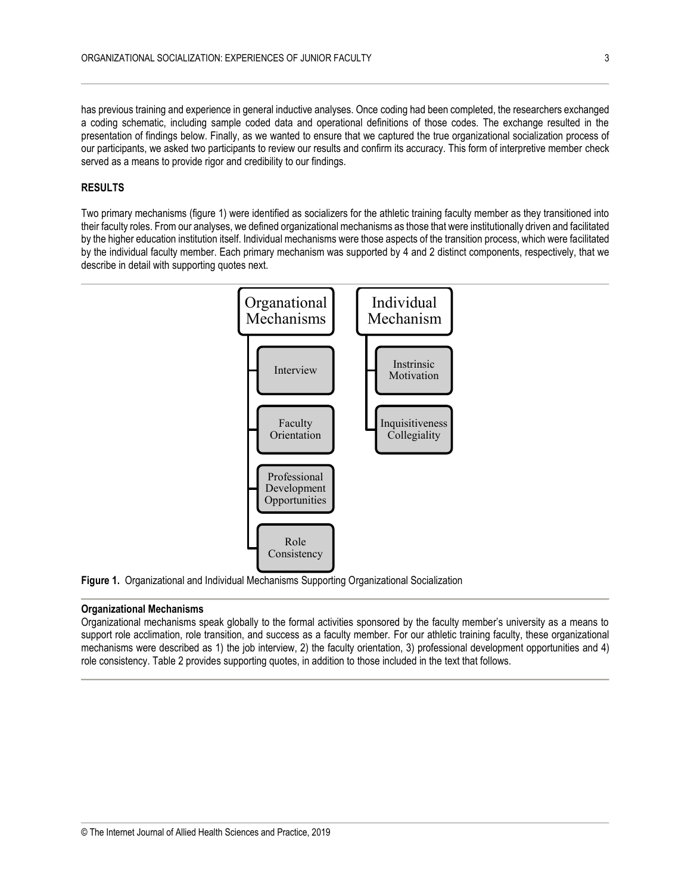has previous training and experience in general inductive analyses. Once coding had been completed, the researchers exchanged a coding schematic, including sample coded data and operational definitions of those codes. The exchange resulted in the presentation of findings below. Finally, as we wanted to ensure that we captured the true organizational socialization process of our participants, we asked two participants to review our results and confirm its accuracy. This form of interpretive member check served as a means to provide rigor and credibility to our findings.

## RESULTS

Two primary mechanisms (figure 1) were identified as socializers for the athletic training faculty member as they transitioned into their faculty roles. From our analyses, we defined organizational mechanisms as those that were institutionally driven and facilitated by the higher education institution itself. Individual mechanisms were those aspects of the transition process, which were facilitated by the individual faculty member. Each primary mechanism was supported by 4 and 2 distinct components, respectively, that we describe in detail with supporting quotes next.

Organational Mechanisms
- Interview
- Faculty Orientation
- Professional Development Opportunities
- Role Consistency

Individual Mechanism
- Instrinsic Motivation
- Inquisitiveness Collegiality

**Figure 1.** Organizational and Individual Mechanisms Supporting Organizational Socialization

### Organizational Mechanisms

Organizational mechanisms speak globally to the formal activities sponsored by the faculty member's university as a means to support role acclimation, role transition, and success as a faculty member. For our athletic training faculty, these organizational mechanisms were described as 1) the job interview, 2) the faculty orientation, 3) professional development opportunities and 4) role consistency. Table 2 provides supporting quotes, in addition to those included in the text that follows.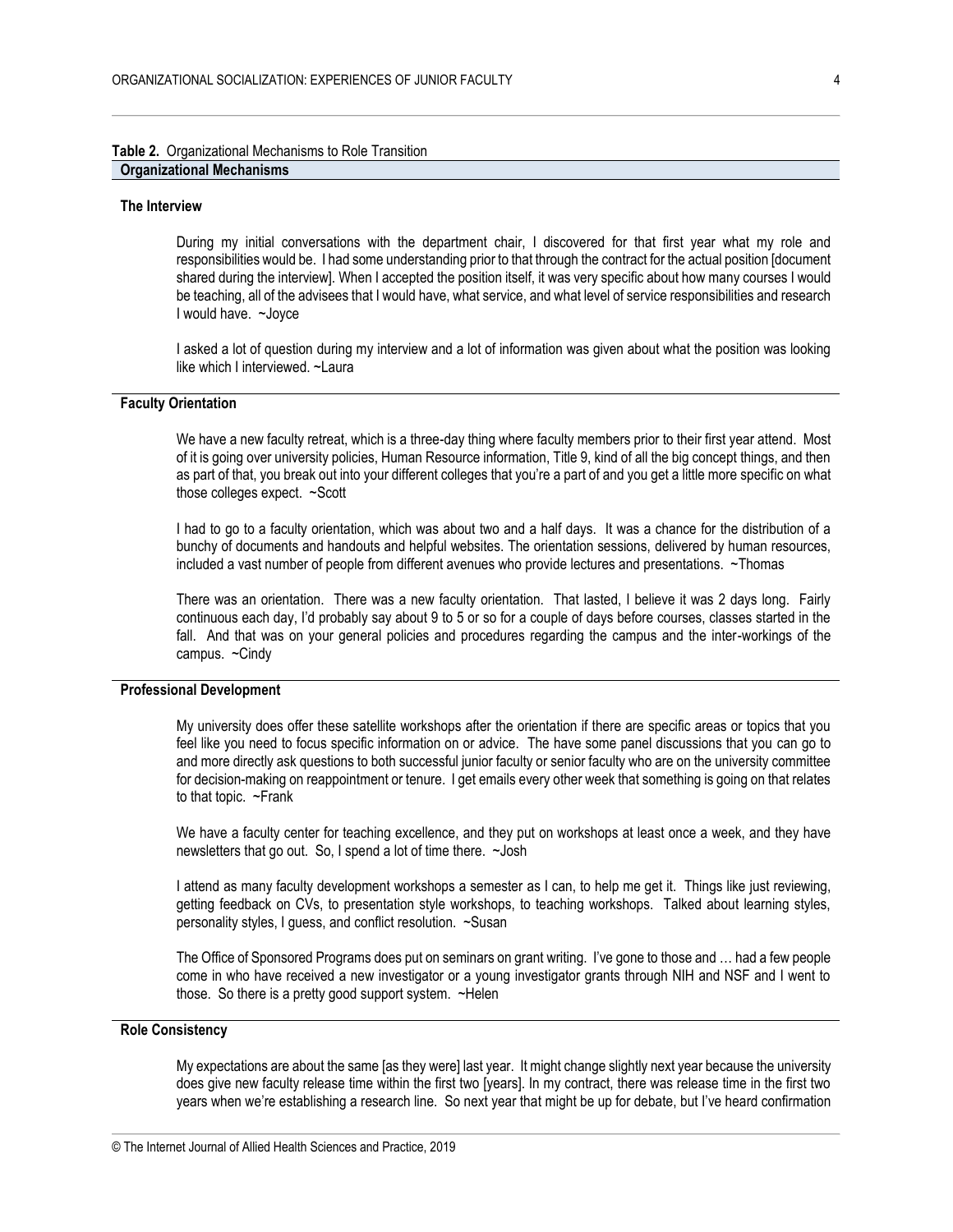**Table 2.** Organizational Mechanisms to Role Transition

**Organizational Mechanisms**

**The Interview**

During my initial conversations with the department chair, I discovered for that first year what my role and responsibilities would be. I had some understanding prior to that through the contract for the actual position [document shared during the interview]. When I accepted the position itself, it was very specific about how many courses I would be teaching, all of the advisees that I would have, what service, and what level of service responsibilities and research I would have. ~Joyce

I asked a lot of question during my interview and a lot of information was given about what the position was looking like which I interviewed. ~Laura

**Faculty Orientation**

We have a new faculty retreat, which is a three-day thing where faculty members prior to their first year attend. Most of it is going over university policies, Human Resource information, Title 9, kind of all the big concept things, and then as part of that, you break out into your different colleges that you're a part of and you get a little more specific on what those colleges expect. ~Scott

I had to go to a faculty orientation, which was about two and a half days. It was a chance for the distribution of a bunchy of documents and handouts and helpful websites. The orientation sessions, delivered by human resources, included a vast number of people from different avenues who provide lectures and presentations. ~Thomas

There was an orientation. There was a new faculty orientation. That lasted, I believe it was 2 days long. Fairly continuous each day, I'd probably say about 9 to 5 or so for a couple of days before courses, classes started in the fall. And that was on your general policies and procedures regarding the campus and the inter-workings of the campus. ~Cindy

**Professional Development**

My university does offer these satellite workshops after the orientation if there are specific areas or topics that you feel like you need to focus specific information on or advice. The have some panel discussions that you can go to and more directly ask questions to both successful junior faculty or senior faculty who are on the university committee for decision-making on reappointment or tenure. I get emails every other week that something is going on that relates to that topic. ~Frank

We have a faculty center for teaching excellence, and they put on workshops at least once a week, and they have newsletters that go out. So, I spend a lot of time there. ~Josh

I attend as many faculty development workshops a semester as I can, to help me get it. Things like just reviewing, getting feedback on CVs, to presentation style workshops, to teaching workshops. Talked about learning styles, personality styles, I guess, and conflict resolution. ~Susan

The Office of Sponsored Programs does put on seminars on grant writing. I've gone to those and … had a few people come in who have received a new investigator or a young investigator grants through NIH and NSF and I went to those. So there is a pretty good support system. ~Helen

**Role Consistency**

My expectations are about the same [as they were] last year. It might change slightly next year because the university does give new faculty release time within the first two [years]. In my contract, there was release time in the first two years when we're establishing a research line. So next year that might be up for debate, but I've heard confirmation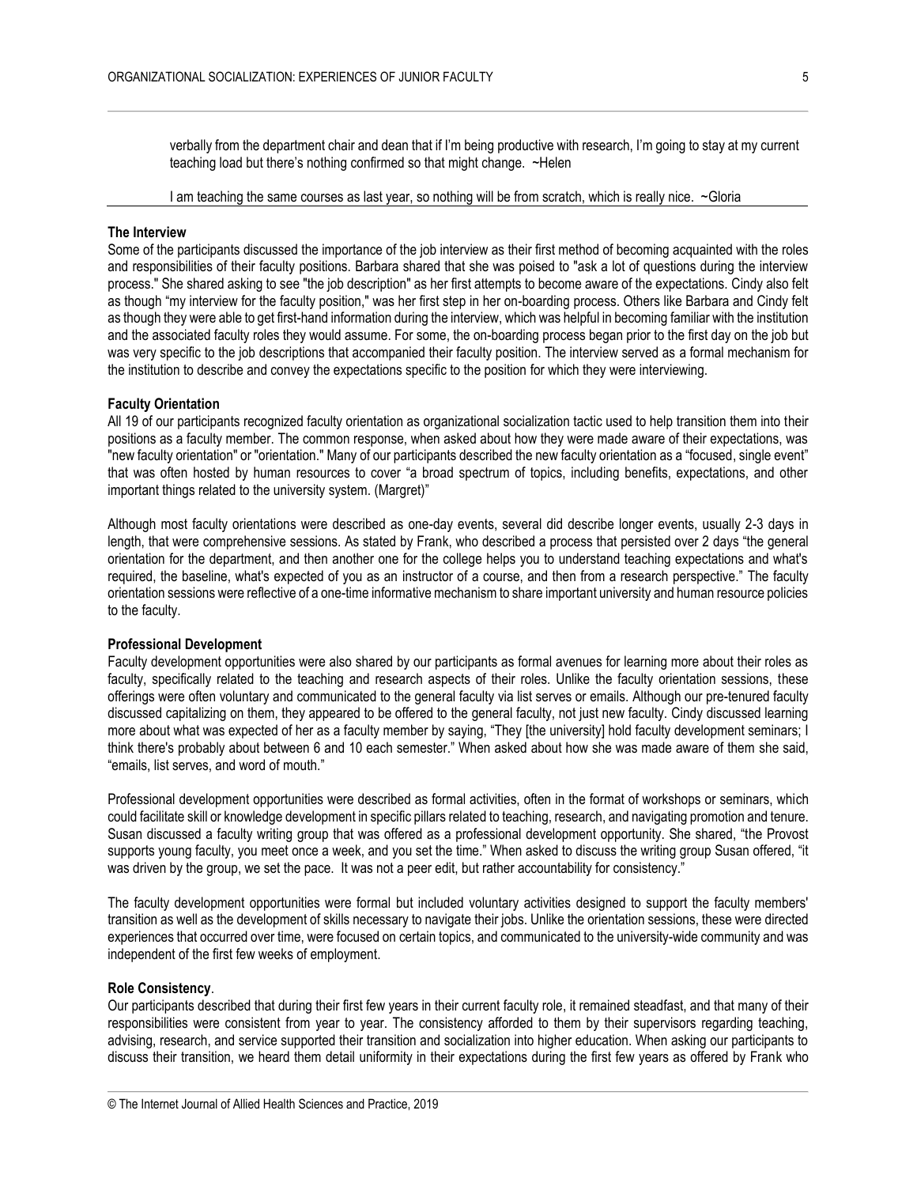verbally from the department chair and dean that if I'm being productive with research, I'm going to stay at my current teaching load but there's nothing confirmed so that might change. ~Helen

I am teaching the same courses as last year, so nothing will be from scratch, which is really nice. ~Gloria

**The Interview**

Some of the participants discussed the importance of the job interview as their first method of becoming acquainted with the roles and responsibilities of their faculty positions. Barbara shared that she was poised to "ask a lot of questions during the interview process." She shared asking to see "the job description" as her first attempts to become aware of the expectations. Cindy also felt as though "my interview for the faculty position," was her first step in her on-boarding process. Others like Barbara and Cindy felt as though they were able to get first-hand information during the interview, which was helpful in becoming familiar with the institution and the associated faculty roles they would assume. For some, the on-boarding process began prior to the first day on the job but was very specific to the job descriptions that accompanied their faculty position. The interview served as a formal mechanism for the institution to describe and convey the expectations specific to the position for which they were interviewing.

**Faculty Orientation**

All 19 of our participants recognized faculty orientation as organizational socialization tactic used to help transition them into their positions as a faculty member. The common response, when asked about how they were made aware of their expectations, was "new faculty orientation" or "orientation." Many of our participants described the new faculty orientation as a "focused, single event" that was often hosted by human resources to cover "a broad spectrum of topics, including benefits, expectations, and other important things related to the university system. (Margret)"

Although most faculty orientations were described as one-day events, several did describe longer events, usually 2-3 days in length, that were comprehensive sessions. As stated by Frank, who described a process that persisted over 2 days "the general orientation for the department, and then another one for the college helps you to understand teaching expectations and what's required, the baseline, what's expected of you as an instructor of a course, and then from a research perspective." The faculty orientation sessions were reflective of a one-time informative mechanism to share important university and human resource policies to the faculty.

**Professional Development**

Faculty development opportunities were also shared by our participants as formal avenues for learning more about their roles as faculty, specifically related to the teaching and research aspects of their roles. Unlike the faculty orientation sessions, these offerings were often voluntary and communicated to the general faculty via list serves or emails. Although our pre-tenured faculty discussed capitalizing on them, they appeared to be offered to the general faculty, not just new faculty. Cindy discussed learning more about what was expected of her as a faculty member by saying, "They [the university] hold faculty development seminars; I think there's probably about between 6 and 10 each semester." When asked about how she was made aware of them she said, "emails, list serves, and word of mouth."

Professional development opportunities were described as formal activities, often in the format of workshops or seminars, which could facilitate skill or knowledge development in specific pillars related to teaching, research, and navigating promotion and tenure. Susan discussed a faculty writing group that was offered as a professional development opportunity. She shared, "the Provost supports young faculty, you meet once a week, and you set the time." When asked to discuss the writing group Susan offered, "it was driven by the group, we set the pace. It was not a peer edit, but rather accountability for consistency."

The faculty development opportunities were formal but included voluntary activities designed to support the faculty members' transition as well as the development of skills necessary to navigate their jobs. Unlike the orientation sessions, these were directed experiences that occurred over time, were focused on certain topics, and communicated to the university-wide community and was independent of the first few weeks of employment.

**Role Consistency**.

Our participants described that during their first few years in their current faculty role, it remained steadfast, and that many of their responsibilities were consistent from year to year. The consistency afforded to them by their supervisors regarding teaching, advising, research, and service supported their transition and socialization into higher education. When asking our participants to discuss their transition, we heard them detail uniformity in their expectations during the first few years as offered by Frank who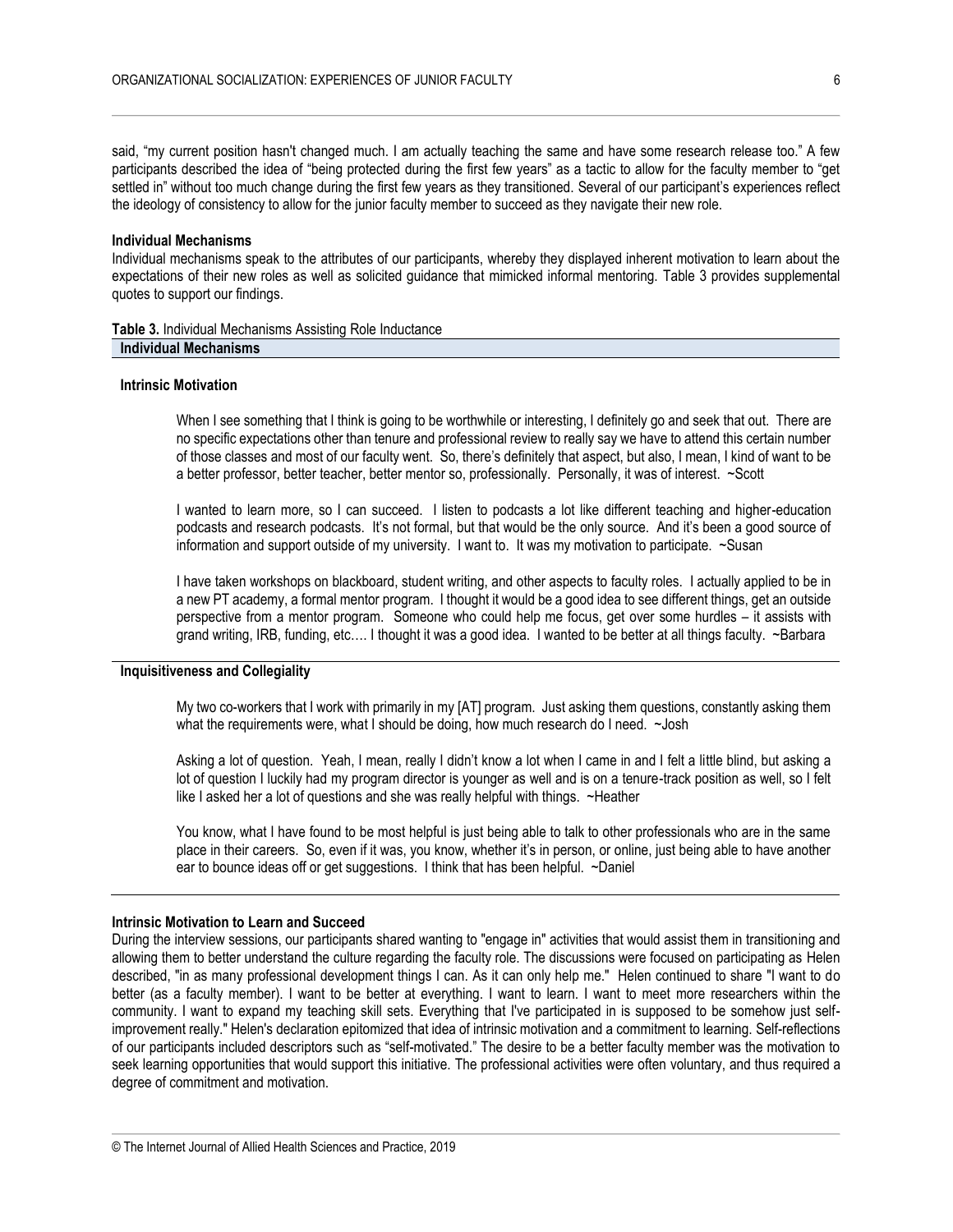said, "my current position hasn't changed much. I am actually teaching the same and have some research release too." A few participants described the idea of "being protected during the first few years" as a tactic to allow for the faculty member to "get settled in" without too much change during the first few years as they transitioned. Several of our participant's experiences reflect the ideology of consistency to allow for the junior faculty member to succeed as they navigate their new role.

#### Individual Mechanisms

Individual mechanisms speak to the attributes of our participants, whereby they displayed inherent motivation to learn about the expectations of their new roles as well as solicited guidance that mimicked informal mentoring. Table 3 provides supplemental quotes to support our findings.

**Table 3.** Individual Mechanisms Assisting Role Inductance

| Individual Mechanisms |
|---|
| **Intrinsic Motivation** |
| When I see something that I think is going to be worthwhile or interesting, I definitely go and seek that out. There are no specific expectations other than tenure and professional review to really say we have to attend this certain number of those classes and most of our faculty went. So, there's definitely that aspect, but also, I mean, I kind of want to be a better professor, better teacher, better mentor so, professionally. Personally, it was of interest. ~Scott |
| I wanted to learn more, so I can succeed. I listen to podcasts a lot like different teaching and higher-education podcasts and research podcasts. It's not formal, but that would be the only source. And it's been a good source of information and support outside of my university. I want to. It was my motivation to participate. ~Susan |
| I have taken workshops on blackboard, student writing, and other aspects to faculty roles. I actually applied to be in a new PT academy, a formal mentor program. I thought it would be a good idea to see different things, get an outside perspective from a mentor program. Someone who could help me focus, get over some hurdles – it assists with grand writing, IRB, funding, etc…. I thought it was a good idea. I wanted to be better at all things faculty. ~Barbara |
| **Inquisitiveness and Collegiality** |
| My two co-workers that I work with primarily in my [AT] program. Just asking them questions, constantly asking them what the requirements were, what I should be doing, how much research do I need. ~Josh |
| Asking a lot of question. Yeah, I mean, really I didn't know a lot when I came in and I felt a little blind, but asking a lot of question I luckily had my program director is younger as well and is on a tenure-track position as well, so I felt like I asked her a lot of questions and she was really helpful with things. ~Heather |
| You know, what I have found to be most helpful is just being able to talk to other professionals who are in the same place in their careers. So, even if it was, you know, whether it's in person, or online, just being able to have another ear to bounce ideas off or get suggestions. I think that has been helpful. ~Daniel |

#### Intrinsic Motivation to Learn and Succeed

During the interview sessions, our participants shared wanting to "engage in" activities that would assist them in transitioning and allowing them to better understand the culture regarding the faculty role. The discussions were focused on participating as Helen described, "in as many professional development things I can. As it can only help me." Helen continued to share "I want to do better (as a faculty member). I want to be better at everything. I want to learn. I want to meet more researchers within the community. I want to expand my teaching skill sets. Everything that I've participated in is supposed to be somehow just self-improvement really." Helen's declaration epitomized that idea of intrinsic motivation and a commitment to learning. Self-reflections of our participants included descriptors such as "self-motivated." The desire to be a better faculty member was the motivation to seek learning opportunities that would support this initiative. The professional activities were often voluntary, and thus required a degree of commitment and motivation.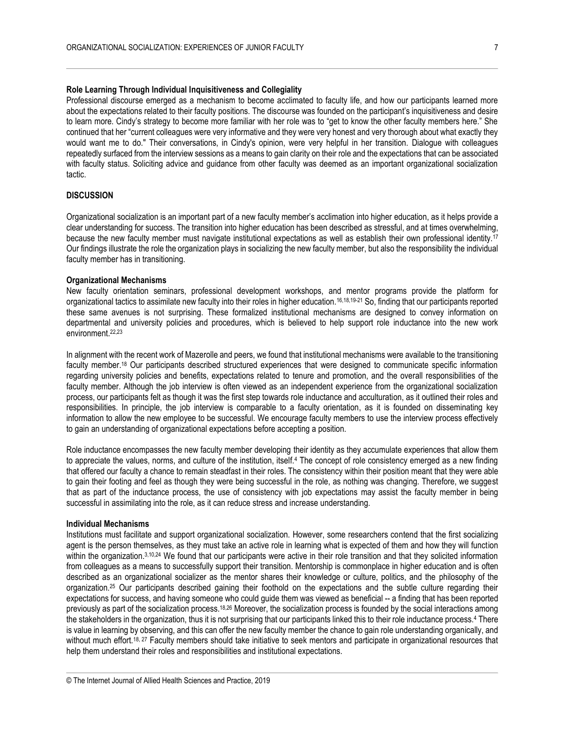### Role Learning Through Individual Inquisitiveness and Collegiality

Professional discourse emerged as a mechanism to become acclimated to faculty life, and how our participants learned more about the expectations related to their faculty positions. The discourse was founded on the participant's inquisitiveness and desire to learn more. Cindy's strategy to become more familiar with her role was to "get to know the other faculty members here." She continued that her "current colleagues were very informative and they were very honest and very thorough about what exactly they would want me to do." Their conversations, in Cindy's opinion, were very helpful in her transition. Dialogue with colleagues repeatedly surfaced from the interview sessions as a means to gain clarity on their role and the expectations that can be associated with faculty status. Soliciting advice and guidance from other faculty was deemed as an important organizational socialization tactic.

## DISCUSSION

Organizational socialization is an important part of a new faculty member's acclimation into higher education, as it helps provide a clear understanding for success. The transition into higher education has been described as stressful, and at times overwhelming, because the new faculty member must navigate institutional expectations as well as establish their own professional identity.[17] Our findings illustrate the role the organization plays in socializing the new faculty member, but also the responsibility the individual faculty member has in transitioning.

### Organizational Mechanisms

New faculty orientation seminars, professional development workshops, and mentor programs provide the platform for organizational tactics to assimilate new faculty into their roles in higher education.[16,18,19-21] So, finding that our participants reported these same avenues is not surprising. These formalized institutional mechanisms are designed to convey information on departmental and university policies and procedures, which is believed to help support role inductance into the new work environment.[22,23]

In alignment with the recent work of Mazerolle and peers, we found that institutional mechanisms were available to the transitioning faculty member.[18] Our participants described structured experiences that were designed to communicate specific information regarding university policies and benefits, expectations related to tenure and promotion, and the overall responsibilities of the faculty member. Although the job interview is often viewed as an independent experience from the organizational socialization process, our participants felt as though it was the first step towards role inductance and acculturation, as it outlined their roles and responsibilities. In principle, the job interview is comparable to a faculty orientation, as it is founded on disseminating key information to allow the new employee to be successful. We encourage faculty members to use the interview process effectively to gain an understanding of organizational expectations before accepting a position.

Role inductance encompasses the new faculty member developing their identity as they accumulate experiences that allow them to appreciate the values, norms, and culture of the institution, itself.[4] The concept of role consistency emerged as a new finding that offered our faculty a chance to remain steadfast in their roles. The consistency within their position meant that they were able to gain their footing and feel as though they were being successful in the role, as nothing was changing. Therefore, we suggest that as part of the inductance process, the use of consistency with job expectations may assist the faculty member in being successful in assimilating into the role, as it can reduce stress and increase understanding.

### Individual Mechanisms

Institutions must facilitate and support organizational socialization. However, some researchers contend that the first socializing agent is the person themselves, as they must take an active role in learning what is expected of them and how they will function within the organization.[3,10,24] We found that our participants were active in their role transition and that they solicited information from colleagues as a means to successfully support their transition. Mentorship is commonplace in higher education and is often described as an organizational socializer as the mentor shares their knowledge or culture, politics, and the philosophy of the organization.[25] Our participants described gaining their foothold on the expectations and the subtle culture regarding their expectations for success, and having someone who could guide them was viewed as beneficial -- a finding that has been reported previously as part of the socialization process.[18,26] Moreover, the socialization process is founded by the social interactions among the stakeholders in the organization, thus it is not surprising that our participants linked this to their role inductance process.[4] There is value in learning by observing, and this can offer the new faculty member the chance to gain role understanding organically, and without much effort.[18, 27] Faculty members should take initiative to seek mentors and participate in organizational resources that help them understand their roles and responsibilities and institutional expectations.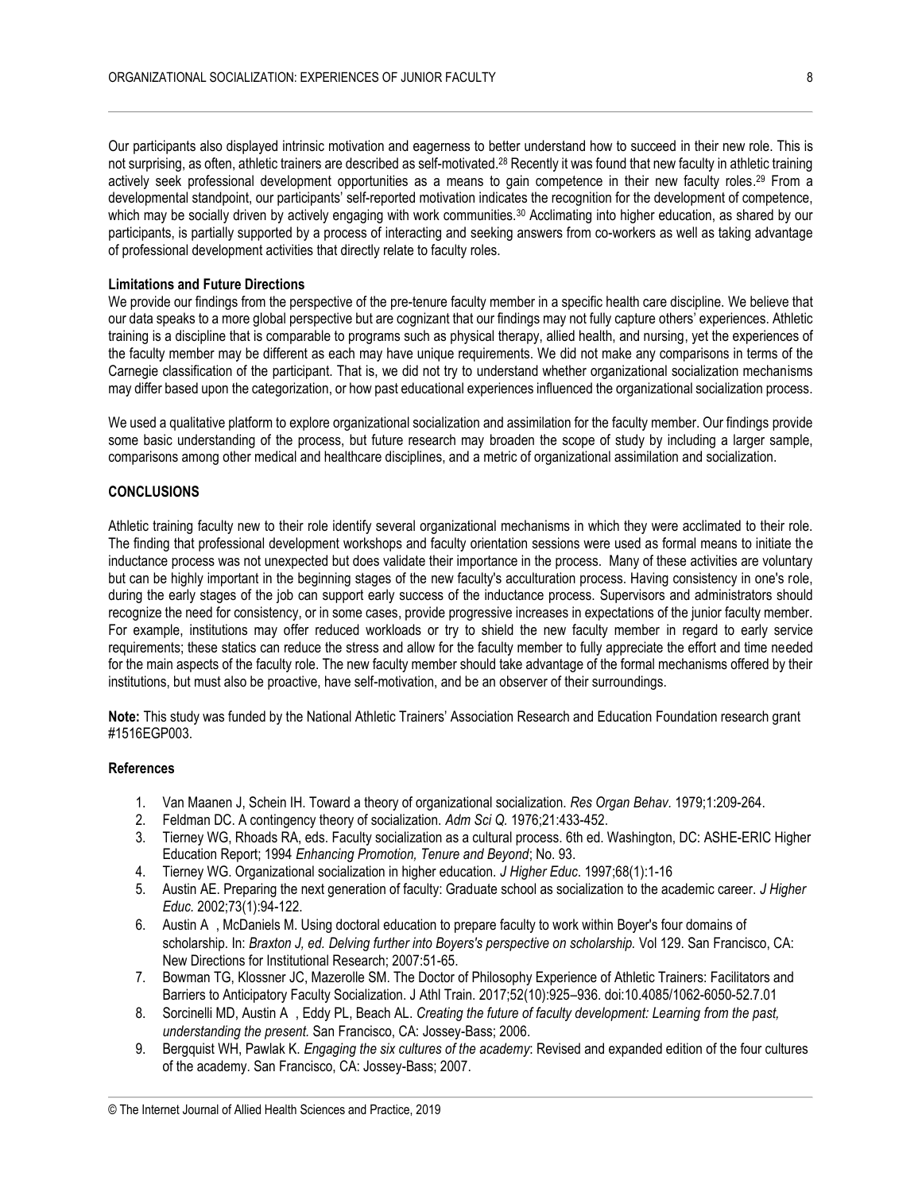Our participants also displayed intrinsic motivation and eagerness to better understand how to succeed in their new role. This is not surprising, as often, athletic trainers are described as self-motivated.[28] Recently it was found that new faculty in athletic training actively seek professional development opportunities as a means to gain competence in their new faculty roles.[29] From a developmental standpoint, our participants' self-reported motivation indicates the recognition for the development of competence, which may be socially driven by actively engaging with work communities.[30] Acclimating into higher education, as shared by our participants, is partially supported by a process of interacting and seeking answers from co-workers as well as taking advantage of professional development activities that directly relate to faculty roles.

**Limitations and Future Directions**

We provide our findings from the perspective of the pre-tenure faculty member in a specific health care discipline. We believe that our data speaks to a more global perspective but are cognizant that our findings may not fully capture others' experiences. Athletic training is a discipline that is comparable to programs such as physical therapy, allied health, and nursing, yet the experiences of the faculty member may be different as each may have unique requirements. We did not make any comparisons in terms of the Carnegie classification of the participant. That is, we did not try to understand whether organizational socialization mechanisms may differ based upon the categorization, or how past educational experiences influenced the organizational socialization process.

We used a qualitative platform to explore organizational socialization and assimilation for the faculty member. Our findings provide some basic understanding of the process, but future research may broaden the scope of study by including a larger sample, comparisons among other medical and healthcare disciplines, and a metric of organizational assimilation and socialization.

## CONCLUSIONS

Athletic training faculty new to their role identify several organizational mechanisms in which they were acclimated to their role. The finding that professional development workshops and faculty orientation sessions were used as formal means to initiate the inductance process was not unexpected but does validate their importance in the process. Many of these activities are voluntary but can be highly important in the beginning stages of the new faculty's acculturation process. Having consistency in one's role, during the early stages of the job can support early success of the inductance process. Supervisors and administrators should recognize the need for consistency, or in some cases, provide progressive increases in expectations of the junior faculty member. For example, institutions may offer reduced workloads or try to shield the new faculty member in regard to early service requirements; these statics can reduce the stress and allow for the faculty member to fully appreciate the effort and time needed for the main aspects of the faculty role. The new faculty member should take advantage of the formal mechanisms offered by their institutions, but must also be proactive, have self-motivation, and be an observer of their surroundings.

**Note:** This study was funded by the National Athletic Trainers' Association Research and Education Foundation research grant #1516EGP003.

**References**

1. Van Maanen J, Schein IH. Toward a theory of organizational socialization. *Res Organ Behav*. 1979;1:209-264.
2. Feldman DC. A contingency theory of socialization. *Adm Sci Q.* 1976;21:433-452.
3. Tierney WG, Rhoads RA, eds. Faculty socialization as a cultural process. 6th ed. Washington, DC: ASHE-ERIC Higher Education Report; 1994 *Enhancing Promotion, Tenure and Beyond*; No. 93.
4. Tierney WG. Organizational socialization in higher education. *J Higher Educ*. 1997;68(1):1-16
5. Austin AE. Preparing the next generation of faculty: Graduate school as socialization to the academic career. *J Higher Educ*. 2002;73(1):94-122.
6. Austin A , McDaniels M. Using doctoral education to prepare faculty to work within Boyer's four domains of scholarship. In: *Braxton J, ed. Delving further into Boyers's perspective on scholarship.* Vol 129. San Francisco, CA: New Directions for Institutional Research; 2007:51-65.
7. Bowman TG, Klossner JC, Mazerolle SM. The Doctor of Philosophy Experience of Athletic Trainers: Facilitators and Barriers to Anticipatory Faculty Socialization. J Athl Train. 2017;52(10):925–936. doi:10.4085/1062-6050-52.7.01
8. Sorcinelli MD, Austin A , Eddy PL, Beach AL. *Creating the future of faculty development: Learning from the past, understanding the present.* San Francisco, CA: Jossey-Bass; 2006.
9. Bergquist WH, Pawlak K. *Engaging the six cultures of the academy*: Revised and expanded edition of the four cultures of the academy. San Francisco, CA: Jossey-Bass; 2007.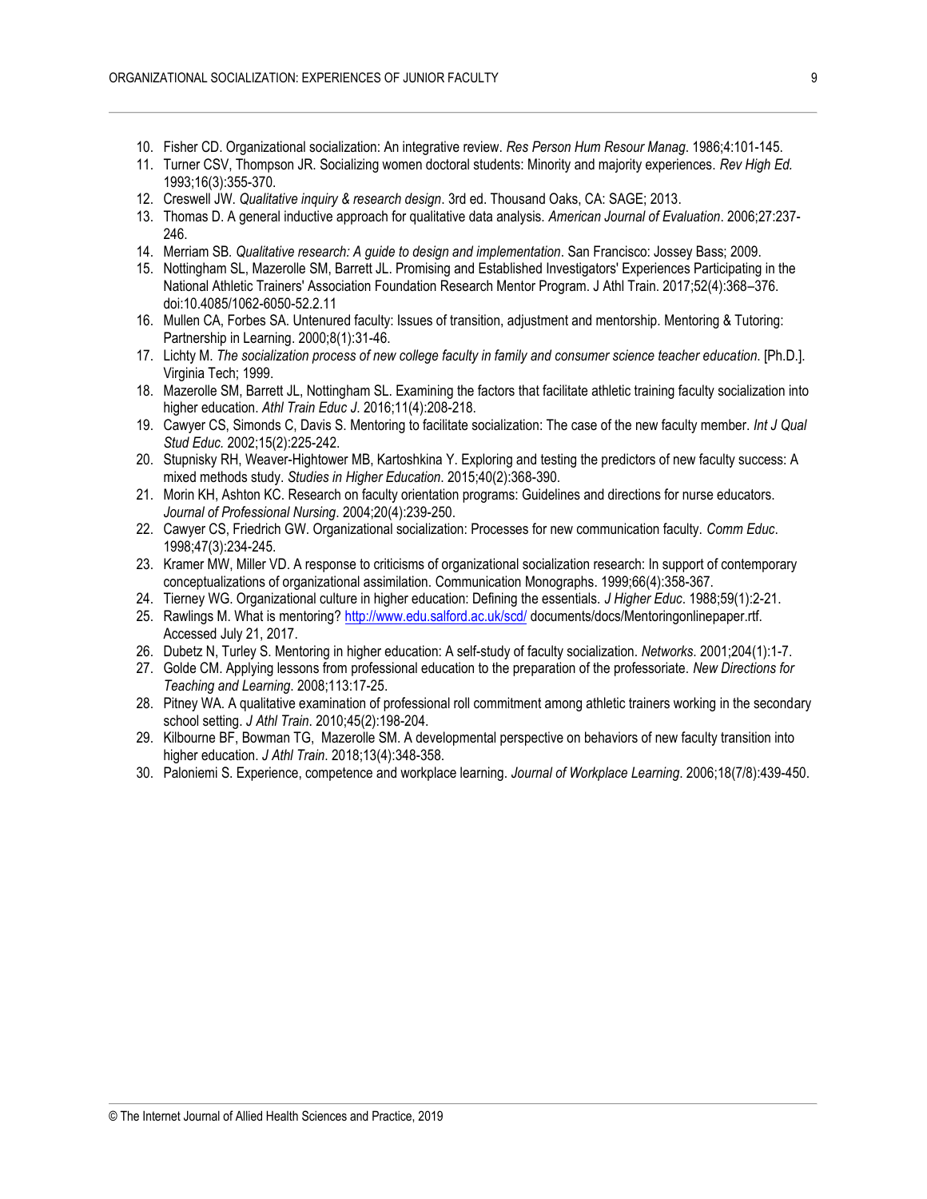10. Fisher CD. Organizational socialization: An integrative review. *Res Person Hum Resour Manag*. 1986;4:101-145.
11. Turner CSV, Thompson JR. Socializing women doctoral students: Minority and majority experiences. *Rev High Ed.* 1993;16(3):355-370.
12. Creswell JW. *Qualitative inquiry & research design*. 3rd ed. Thousand Oaks, CA: SAGE; 2013.
13. Thomas D. A general inductive approach for qualitative data analysis. *American Journal of Evaluation*. 2006;27:237-246.
14. Merriam SB. *Qualitative research: A guide to design and implementation*. San Francisco: Jossey Bass; 2009.
15. Nottingham SL, Mazerolle SM, Barrett JL. Promising and Established Investigators' Experiences Participating in the National Athletic Trainers' Association Foundation Research Mentor Program. J Athl Train. 2017;52(4):368–376. doi:10.4085/1062-6050-52.2.11
16. Mullen CA, Forbes SA. Untenured faculty: Issues of transition, adjustment and mentorship. Mentoring & Tutoring: Partnership in Learning. 2000;8(1):31-46.
17. Lichty M. *The socialization process of new college faculty in family and consumer science teacher education.* [Ph.D.]. Virginia Tech; 1999.
18. Mazerolle SM, Barrett JL, Nottingham SL. Examining the factors that facilitate athletic training faculty socialization into higher education. *Athl Train Educ J*. 2016;11(4):208-218.
19. Cawyer CS, Simonds C, Davis S. Mentoring to facilitate socialization: The case of the new faculty member. *Int J Qual Stud Educ.* 2002;15(2):225-242.
20. Stupnisky RH, Weaver-Hightower MB, Kartoshkina Y. Exploring and testing the predictors of new faculty success: A mixed methods study. *Studies in Higher Education*. 2015;40(2):368-390.
21. Morin KH, Ashton KC. Research on faculty orientation programs: Guidelines and directions for nurse educators. *Journal of Professional Nursing*. 2004;20(4):239-250.
22. Cawyer CS, Friedrich GW. Organizational socialization: Processes for new communication faculty. *Comm Educ*. 1998;47(3):234-245.
23. Kramer MW, Miller VD. A response to criticisms of organizational socialization research: In support of contemporary conceptualizations of organizational assimilation. Communication Monographs. 1999;66(4):358-367.
24. Tierney WG. Organizational culture in higher education: Defining the essentials. *J Higher Educ*. 1988;59(1):2-21.
25. Rawlings M. What is mentoring? http://www.edu.salford.ac.uk/scd/ documents/docs/Mentoringonlinepaper.rtf. Accessed July 21, 2017.
26. Dubetz N, Turley S. Mentoring in higher education: A self-study of faculty socialization. *Networks*. 2001;204(1):1-7.
27. Golde CM. Applying lessons from professional education to the preparation of the professoriate. *New Directions for Teaching and Learning*. 2008;113:17-25.
28. Pitney WA. A qualitative examination of professional roll commitment among athletic trainers working in the secondary school setting. *J Athl Train*. 2010;45(2):198-204.
29. Kilbourne BF, Bowman TG, Mazerolle SM. A developmental perspective on behaviors of new faculty transition into higher education. *J Athl Train*. 2018;13(4):348-358.
30. Paloniemi S. Experience, competence and workplace learning. *Journal of Workplace Learning*. 2006;18(7/8):439-450.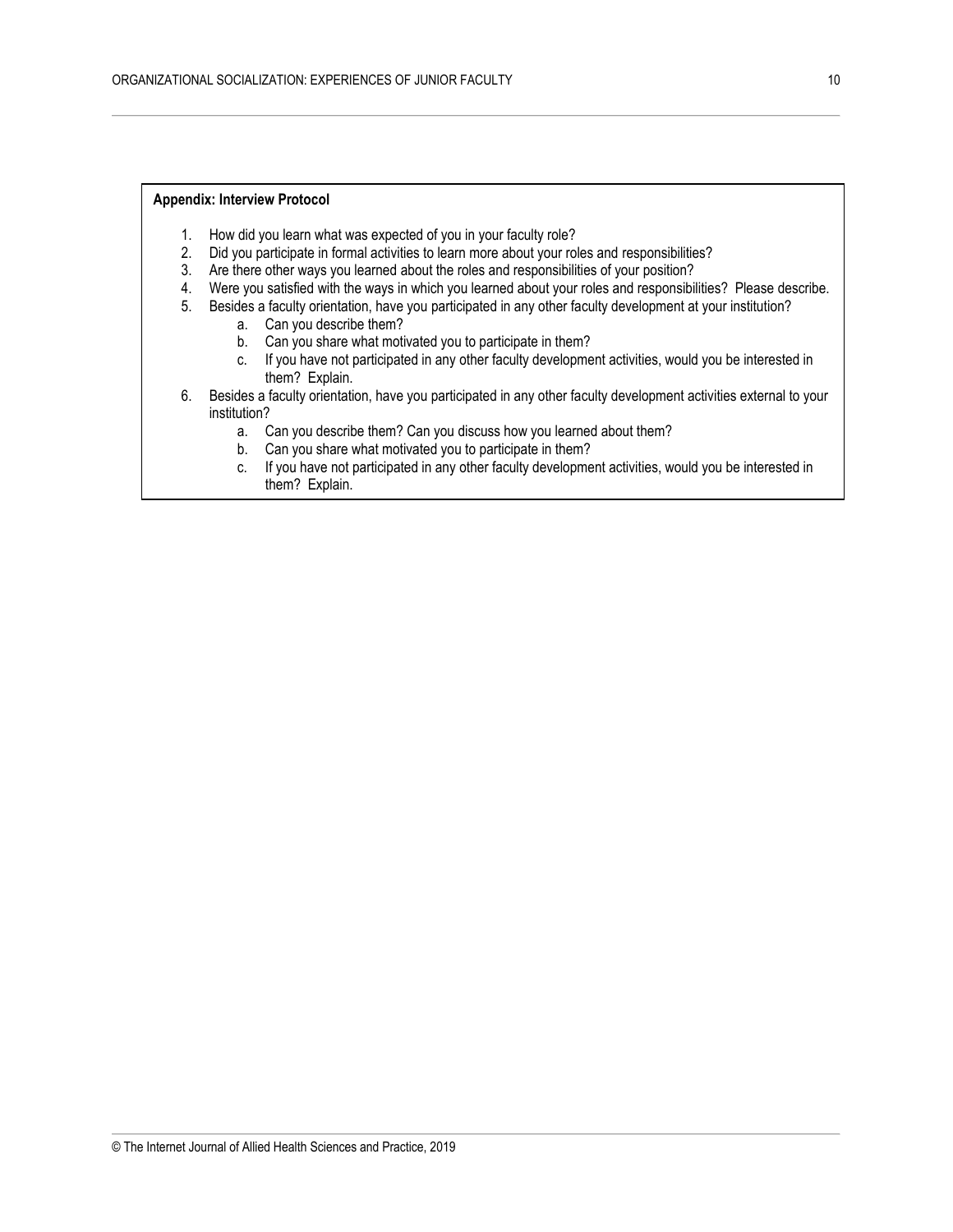**Appendix: Interview Protocol**

1. How did you learn what was expected of you in your faculty role?
2. Did you participate in formal activities to learn more about your roles and responsibilities?
3. Are there other ways you learned about the roles and responsibilities of your position?
4. Were you satisfied with the ways in which you learned about your roles and responsibilities? Please describe.
5. Besides a faculty orientation, have you participated in any other faculty development at your institution?
    a. Can you describe them?
    b. Can you share what motivated you to participate in them?
    c. If you have not participated in any other faculty development activities, would you be interested in them? Explain.
6. Besides a faculty orientation, have you participated in any other faculty development activities external to your institution?
    a. Can you describe them? Can you discuss how you learned about them?
    b. Can you share what motivated you to participate in them?
    c. If you have not participated in any other faculty development activities, would you be interested in them? Explain.